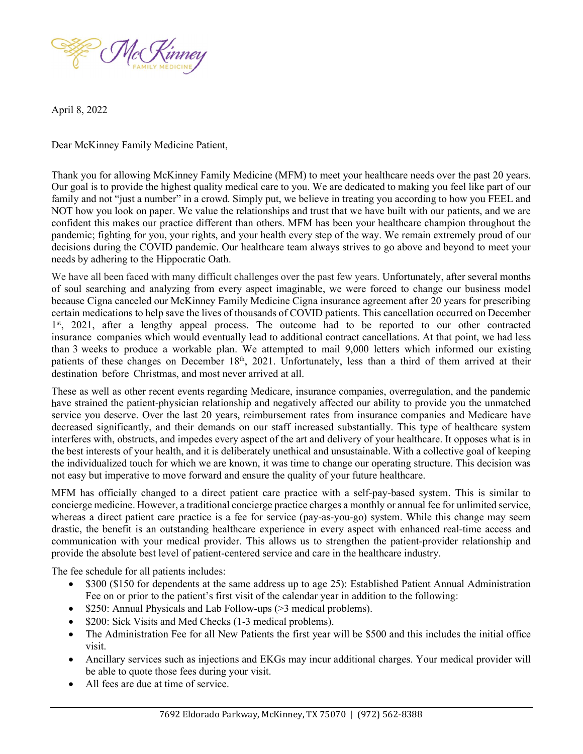McKinney FAMILY MEDICINE

April 8, 2022

Dear McKinney Family Medicine Patient,

Thank you for allowing McKinney Family Medicine (MFM) to meet your healthcare needs over the past 20 years. Our goal is to provide the highest quality medical care to you. We are dedicated to making you feel like part of our family and not "just a number" in a crowd. Simply put, we believe in treating you according to how you FEEL and NOT how you look on paper. We value the relationships and trust that we have built with our patients, and we are confident this makes our practice different than others. MFM has been your healthcare champion throughout the pandemic; fighting for you, your rights, and your health every step of the way. We remain extremely proud of our decisions during the COVID pandemic. Our healthcare team always strives to go above and beyond to meet your needs by adhering to the Hippocratic Oath.

We have all been faced with many difficult challenges over the past few years. Unfortunately, after several months of soul searching and analyzing from every aspect imaginable, we were forced to change our business model because Cigna canceled our McKinney Family Medicine Cigna insurance agreement after 20 years for prescribing certain medications to help save the lives of thousands of COVID patients. This cancellation occurred on December 1st, 2021, after a lengthy appeal process. The outcome had to be reported to our other contracted insurance companies which would eventually lead to additional contract cancellations. At that point, we had less than 3 weeks to produce a workable plan. We attempted to mail 9,000 letters which informed our existing patients of these changes on December 18th, 2021. Unfortunately, less than a third of them arrived at their destination before Christmas, and most never arrived at all.

These as well as other recent events regarding Medicare, insurance companies, overregulation, and the pandemic have strained the patient-physician relationship and negatively affected our ability to provide you the unmatched service you deserve. Over the last 20 years, reimbursement rates from insurance companies and Medicare have decreased significantly, and their demands on our staff increased substantially. This type of healthcare system interferes with, obstructs, and impedes every aspect of the art and delivery of your healthcare. It opposes what is in the best interests of your health, and it is deliberately unethical and unsustainable. With a collective goal of keeping the individualized touch for which we are known, it was time to change our operating structure. This decision was not easy but imperative to move forward and ensure the quality of your future healthcare.

MFM has officially changed to a direct patient care practice with a self-pay-based system. This is similar to concierge medicine. However, a traditional concierge practice charges a monthly or annual fee for unlimited service, whereas a direct patient care practice is a fee for service (pay-as-you-go) system. While this change may seem drastic, the benefit is an outstanding healthcare experience in every aspect with enhanced real-time access and communication with your medical provider. This allows us to strengthen the patient-provider relationship and provide the absolute best level of patient-centered service and care in the healthcare industry.

The fee schedule for all patients includes:

- $300 ($150 for dependents at the same address up to age 25): Established Patient Annual Administration Fee on or prior to the patient's first visit of the calendar year in addition to the following:
- $250: Annual Physicals and Lab Follow-ups (>3 medical problems).
- $200: Sick Visits and Med Checks (1-3 medical problems).
- The Administration Fee for all New Patients the first year will be $500 and this includes the initial office visit.
- Ancillary services such as injections and EKGs may incur additional charges. Your medical provider will be able to quote those fees during your visit.
- All fees are due at time of service.

7692 Eldorado Parkway, McKinney, TX 75070 | (972) 562-8388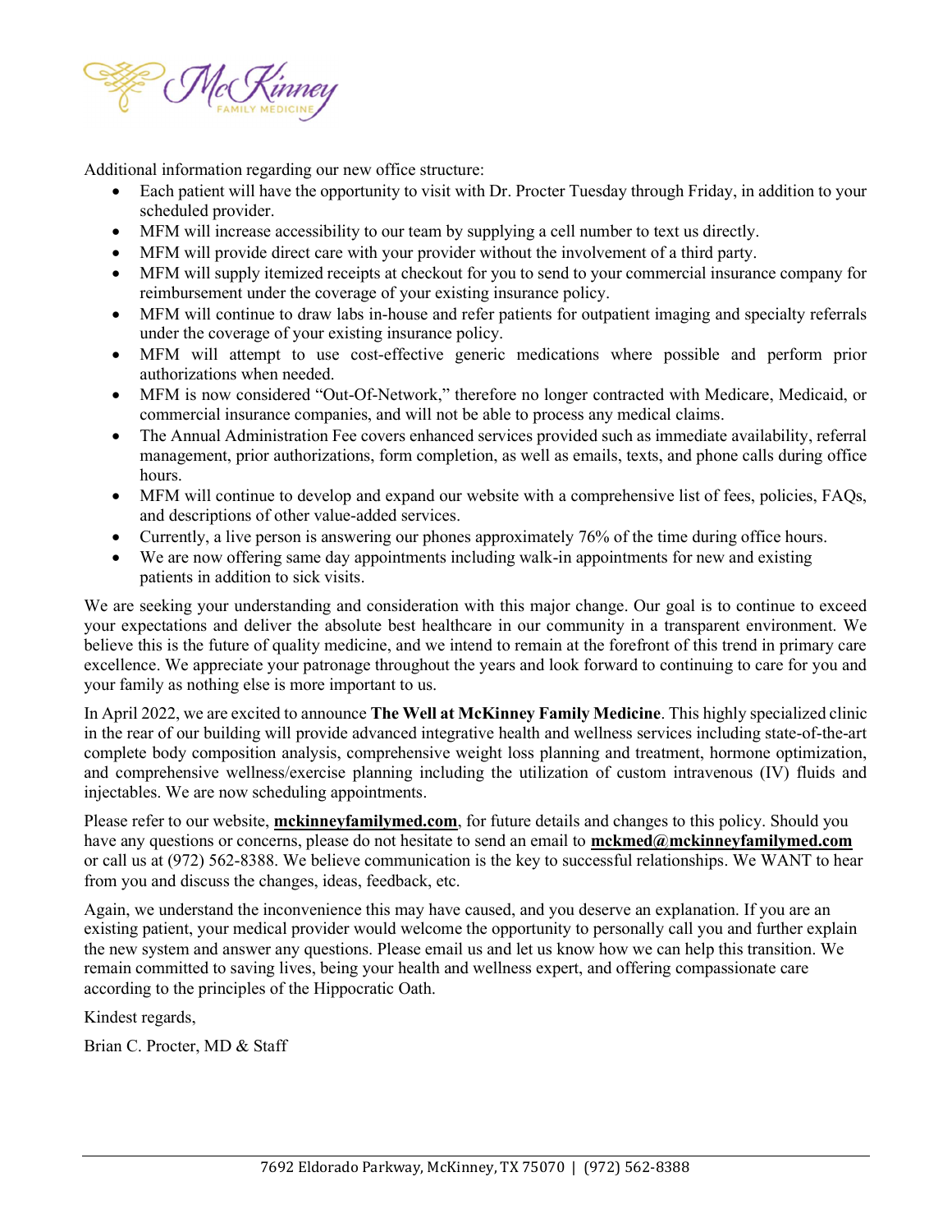Additional information regarding our new office structure:

- Each patient will have the opportunity to visit with Dr. Procter Tuesday through Friday, in addition to your scheduled provider.
- MFM will increase accessibility to our team by supplying a cell number to text us directly.
- MFM will provide direct care with your provider without the involvement of a third party.
- MFM will supply itemized receipts at checkout for you to send to your commercial insurance company for reimbursement under the coverage of your existing insurance policy.
- MFM will continue to draw labs in-house and refer patients for outpatient imaging and specialty referrals under the coverage of your existing insurance policy.
- MFM will attempt to use cost-effective generic medications where possible and perform prior authorizations when needed.
- MFM is now considered "Out-Of-Network," therefore no longer contracted with Medicare, Medicaid, or commercial insurance companies, and will not be able to process any medical claims.
- The Annual Administration Fee covers enhanced services provided such as immediate availability, referral management, prior authorizations, form completion, as well as emails, texts, and phone calls during office hours.
- MFM will continue to develop and expand our website with a comprehensive list of fees, policies, FAQs, and descriptions of other value-added services.
- Currently, a live person is answering our phones approximately 76% of the time during office hours.
- We are now offering same day appointments including walk-in appointments for new and existing patients in addition to sick visits.

We are seeking your understanding and consideration with this major change. Our goal is to continue to exceed your expectations and deliver the absolute best healthcare in our community in a transparent environment. We believe this is the future of quality medicine, and we intend to remain at the forefront of this trend in primary care excellence. We appreciate your patronage throughout the years and look forward to continuing to care for you and your family as nothing else is more important to us.

In April 2022, we are excited to announce **The Well at McKinney Family Medicine**. This highly specialized clinic in the rear of our building will provide advanced integrative health and wellness services including state-of-the-art complete body composition analysis, comprehensive weight loss planning and treatment, hormone optimization, and comprehensive wellness/exercise planning including the utilization of custom intravenous (IV) fluids and injectables. We are now scheduling appointments.

Please refer to our website, **mckinneyfamilymed.com**, for future details and changes to this policy. Should you have any questions or concerns, please do not hesitate to send an email to **mckmed@mckinneyfamilymed.com** or call us at (972) 562-8388. We believe communication is the key to successful relationships. We WANT to hear from you and discuss the changes, ideas, feedback, etc.

Again, we understand the inconvenience this may have caused, and you deserve an explanation. If you are an existing patient, your medical provider would welcome the opportunity to personally call you and further explain the new system and answer any questions. Please email us and let us know how we can help this transition. We remain committed to saving lives, being your health and wellness expert, and offering compassionate care according to the principles of the Hippocratic Oath.

Kindest regards,

Brian C. Procter, MD & Staff